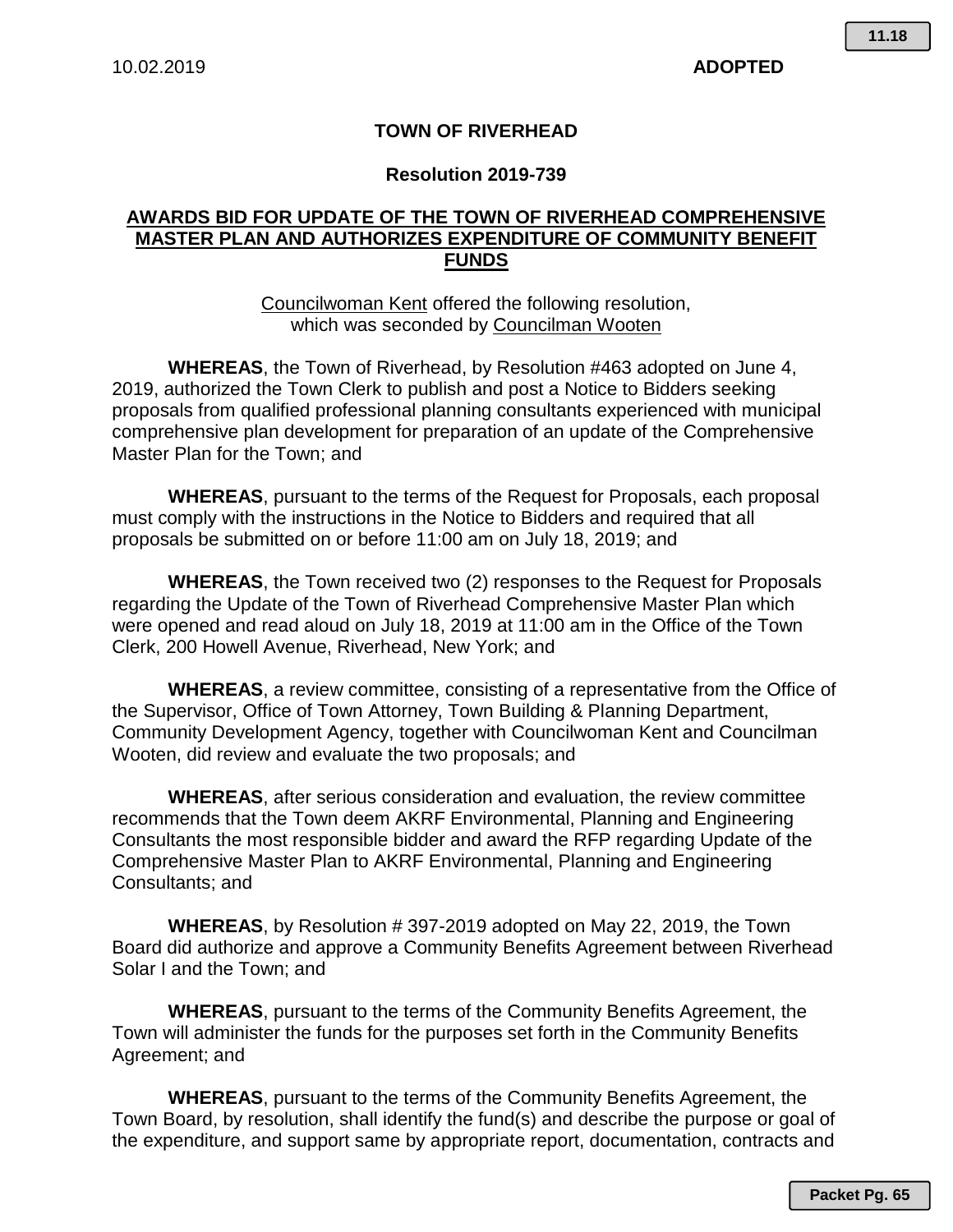10.02.2019 **ADOPTED**

**TOWN OF RIVERHEAD**

**Resolution 2019-739**

**AWARDS BID FOR UPDATE OF THE TOWN OF RIVERHEAD COMPREHENSIVE MASTER PLAN AND AUTHORIZES EXPENDITURE OF COMMUNITY BENEFIT FUNDS**

Councilwoman Kent offered the following resolution, which was seconded by Councilman Wooten

**WHEREAS**, the Town of Riverhead, by Resolution #463 adopted on June 4, 2019, authorized the Town Clerk to publish and post a Notice to Bidders seeking proposals from qualified professional planning consultants experienced with municipal comprehensive plan development for preparation of an update of the Comprehensive Master Plan for the Town; and

**WHEREAS**, pursuant to the terms of the Request for Proposals, each proposal must comply with the instructions in the Notice to Bidders and required that all proposals be submitted on or before 11:00 am on July 18, 2019; and

**WHEREAS**, the Town received two (2) responses to the Request for Proposals regarding the Update of the Town of Riverhead Comprehensive Master Plan which were opened and read aloud on July 18, 2019 at 11:00 am in the Office of the Town Clerk, 200 Howell Avenue, Riverhead, New York; and

**WHEREAS**, a review committee, consisting of a representative from the Office of the Supervisor, Office of Town Attorney, Town Building & Planning Department, Community Development Agency, together with Councilwoman Kent and Councilman Wooten, did review and evaluate the two proposals; and

**WHEREAS**, after serious consideration and evaluation, the review committee recommends that the Town deem AKRF Environmental, Planning and Engineering Consultants the most responsible bidder and award the RFP regarding Update of the Comprehensive Master Plan to AKRF Environmental, Planning and Engineering Consultants; and

**WHEREAS**, by Resolution # 397-2019 adopted on May 22, 2019, the Town Board did authorize and approve a Community Benefits Agreement between Riverhead Solar I and the Town; and

**WHEREAS**, pursuant to the terms of the Community Benefits Agreement, the Town will administer the funds for the purposes set forth in the Community Benefits Agreement; and

**WHEREAS**, pursuant to the terms of the Community Benefits Agreement, the Town Board, by resolution, shall identify the fund(s) and describe the purpose or goal of the expenditure, and support same by appropriate report, documentation, contracts and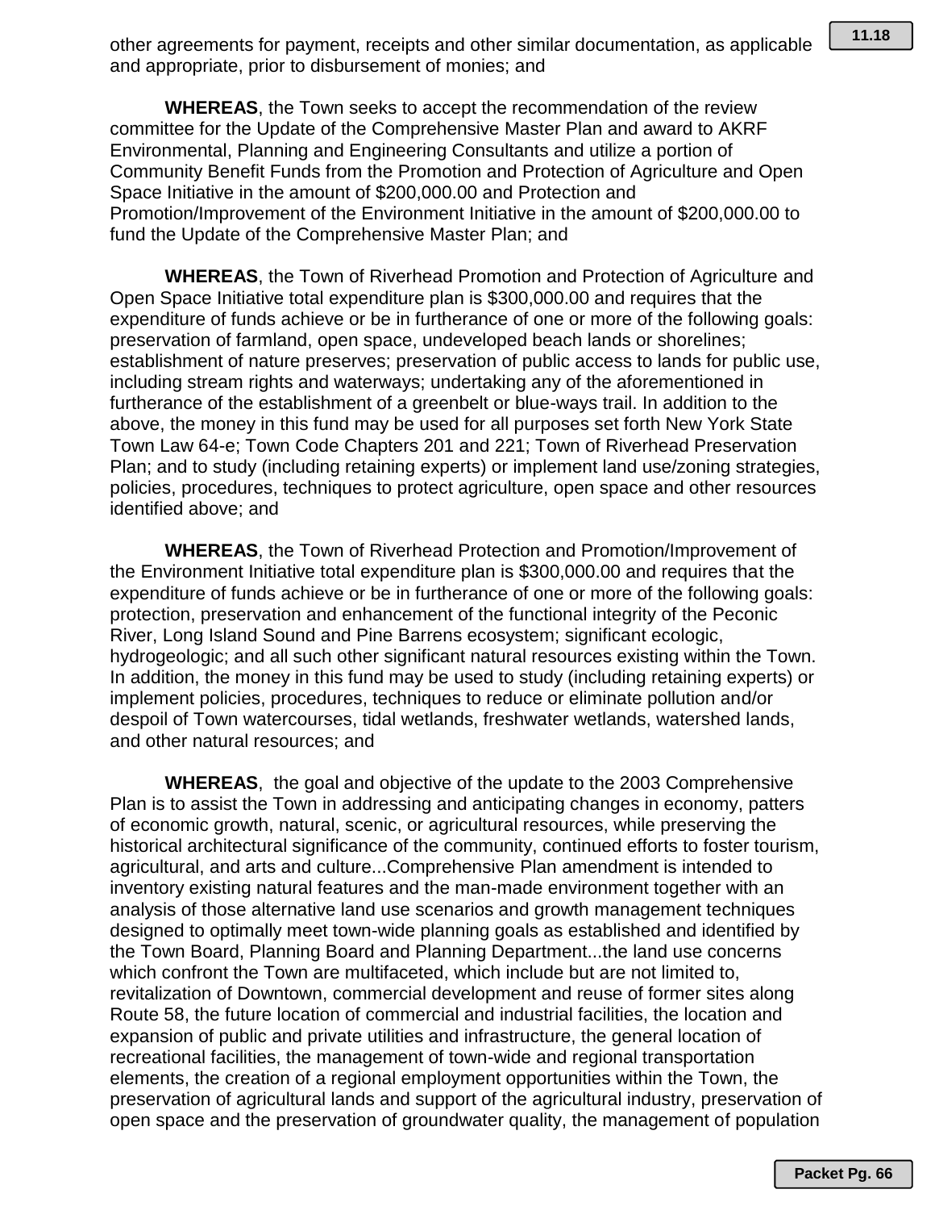other agreements for payment, receipts and other similar documentation, as applicable and appropriate, prior to disbursement of monies; and

**WHEREAS**, the Town seeks to accept the recommendation of the review committee for the Update of the Comprehensive Master Plan and award to AKRF Environmental, Planning and Engineering Consultants and utilize a portion of Community Benefit Funds from the Promotion and Protection of Agriculture and Open Space Initiative in the amount of $200,000.00 and Protection and Promotion/Improvement of the Environment Initiative in the amount of $200,000.00 to fund the Update of the Comprehensive Master Plan; and

**WHEREAS**, the Town of Riverhead Promotion and Protection of Agriculture and Open Space Initiative total expenditure plan is $300,000.00 and requires that the expenditure of funds achieve or be in furtherance of one or more of the following goals: preservation of farmland, open space, undeveloped beach lands or shorelines; establishment of nature preserves; preservation of public access to lands for public use, including stream rights and waterways; undertaking any of the aforementioned in furtherance of the establishment of a greenbelt or blue-ways trail. In addition to the above, the money in this fund may be used for all purposes set forth New York State Town Law 64-e; Town Code Chapters 201 and 221; Town of Riverhead Preservation Plan; and to study (including retaining experts) or implement land use/zoning strategies, policies, procedures, techniques to protect agriculture, open space and other resources identified above; and

**WHEREAS**, the Town of Riverhead Protection and Promotion/Improvement of the Environment Initiative total expenditure plan is $300,000.00 and requires that the expenditure of funds achieve or be in furtherance of one or more of the following goals: protection, preservation and enhancement of the functional integrity of the Peconic River, Long Island Sound and Pine Barrens ecosystem; significant ecologic, hydrogeologic; and all such other significant natural resources existing within the Town. In addition, the money in this fund may be used to study (including retaining experts) or implement policies, procedures, techniques to reduce or eliminate pollution and/or despoil of Town watercourses, tidal wetlands, freshwater wetlands, watershed lands, and other natural resources; and

**WHEREAS**, the goal and objective of the update to the 2003 Comprehensive Plan is to assist the Town in addressing and anticipating changes in economy, patters of economic growth, natural, scenic, or agricultural resources, while preserving the historical architectural significance of the community, continued efforts to foster tourism, agricultural, and arts and culture...Comprehensive Plan amendment is intended to inventory existing natural features and the man-made environment together with an analysis of those alternative land use scenarios and growth management techniques designed to optimally meet town-wide planning goals as established and identified by the Town Board, Planning Board and Planning Department...the land use concerns which confront the Town are multifaceted, which include but are not limited to, revitalization of Downtown, commercial development and reuse of former sites along Route 58, the future location of commercial and industrial facilities, the location and expansion of public and private utilities and infrastructure, the general location of recreational facilities, the management of town-wide and regional transportation elements, the creation of a regional employment opportunities within the Town, the preservation of agricultural lands and support of the agricultural industry, preservation of open space and the preservation of groundwater quality, the management of population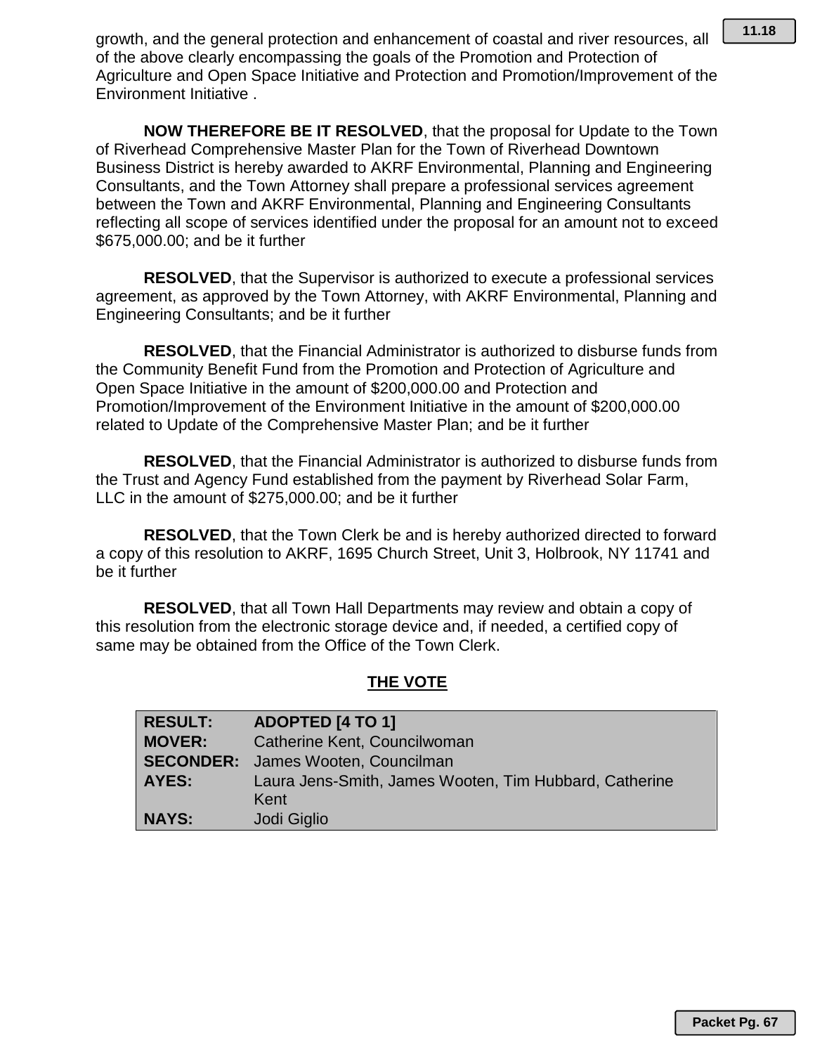growth, and the general protection and enhancement of coastal and river resources, all of the above clearly encompassing the goals of the Promotion and Protection of Agriculture and Open Space Initiative and Protection and Promotion/Improvement of the Environment Initiative .

**NOW THEREFORE BE IT RESOLVED**, that the proposal for Update to the Town of Riverhead Comprehensive Master Plan for the Town of Riverhead Downtown Business District is hereby awarded to AKRF Environmental, Planning and Engineering Consultants, and the Town Attorney shall prepare a professional services agreement between the Town and AKRF Environmental, Planning and Engineering Consultants reflecting all scope of services identified under the proposal for an amount not to exceed $675,000.00; and be it further

**RESOLVED**, that the Supervisor is authorized to execute a professional services agreement, as approved by the Town Attorney, with AKRF Environmental, Planning and Engineering Consultants; and be it further

**RESOLVED**, that the Financial Administrator is authorized to disburse funds from the Community Benefit Fund from the Promotion and Protection of Agriculture and Open Space Initiative in the amount of $200,000.00 and Protection and Promotion/Improvement of the Environment Initiative in the amount of $200,000.00 related to Update of the Comprehensive Master Plan; and be it further

**RESOLVED**, that the Financial Administrator is authorized to disburse funds from the Trust and Agency Fund established from the payment by Riverhead Solar Farm, LLC in the amount of $275,000.00; and be it further

**RESOLVED**, that the Town Clerk be and is hereby authorized directed to forward a copy of this resolution to AKRF, 1695 Church Street, Unit 3, Holbrook, NY 11741 and be it further

**RESOLVED**, that all Town Hall Departments may review and obtain a copy of this resolution from the electronic storage device and, if needed, a certified copy of same may be obtained from the Office of the Town Clerk.

**THE VOTE**

| | |
|---|---|
| **RESULT:** | **ADOPTED [4 TO 1]** |
| **MOVER:** | Catherine Kent, Councilwoman |
| **SECONDER:** | James Wooten, Councilman |
| **AYES:** | Laura Jens-Smith, James Wooten, Tim Hubbard, Catherine Kent |
| **NAYS:** | Jodi Giglio |